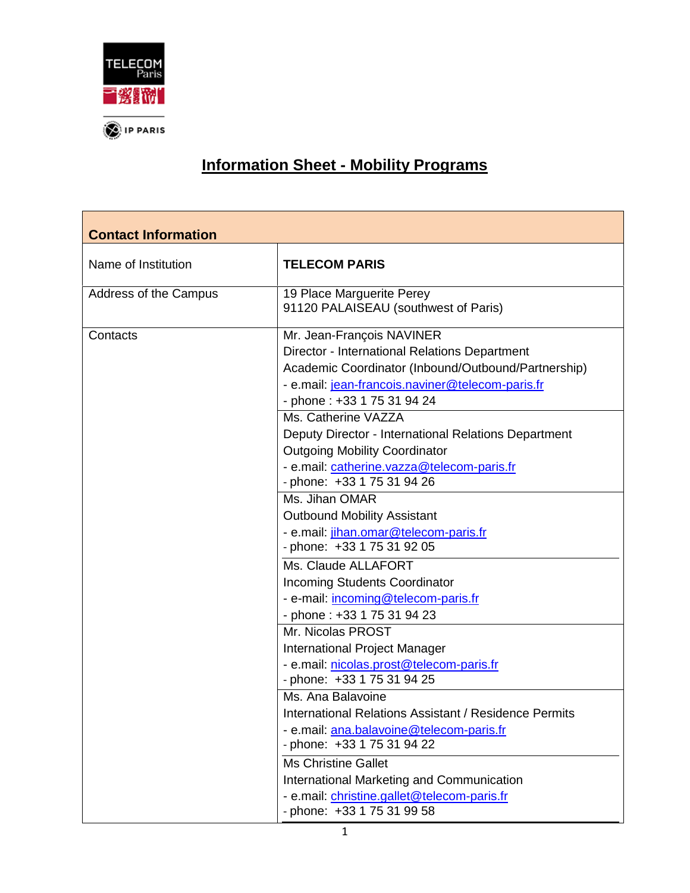# Information Sheet - Mobility Programs

| Contact Information | |
|---|---|
| Name of Institution | **TELECOM PARIS** |
| Address of the Campus | 19 Place Marguerite Perey<br>91120 PALAISEAU (southwest of Paris) |
| Contacts | Mr. Jean-François NAVINER<br>Director - International Relations Department<br>Academic Coordinator (Inbound/Outbound/Partnership)<br>- e.mail: jean-francois.naviner@telecom-paris.fr<br>- phone : +33 1 75 31 94 24 |
| | Ms. Catherine VAZZA<br>Deputy Director - International Relations Department<br>Outgoing Mobility Coordinator<br>- e.mail: catherine.vazza@telecom-paris.fr<br>- phone: +33 1 75 31 94 26 |
| | Ms. Jihan OMAR<br>Outbound Mobility Assistant<br>- e.mail: jihan.omar@telecom-paris.fr<br>- phone: +33 1 75 31 92 05 |
| | Ms. Claude ALLAFORT<br>Incoming Students Coordinator<br>- e-mail: incoming@telecom-paris.fr<br>- phone : +33 1 75 31 94 23 |
| | Mr. Nicolas PROST<br>International Project Manager<br>- e.mail: nicolas.prost@telecom-paris.fr<br>- phone: +33 1 75 31 94 25 |
| | Ms. Ana Balavoine<br>International Relations Assistant / Residence Permits<br>- e.mail: ana.balavoine@telecom-paris.fr<br>- phone: +33 1 75 31 94 22 |
| | Ms Christine Gallet<br>International Marketing and Communication<br>- e.mail: christine.gallet@telecom-paris.fr<br>- phone: +33 1 75 31 99 58 |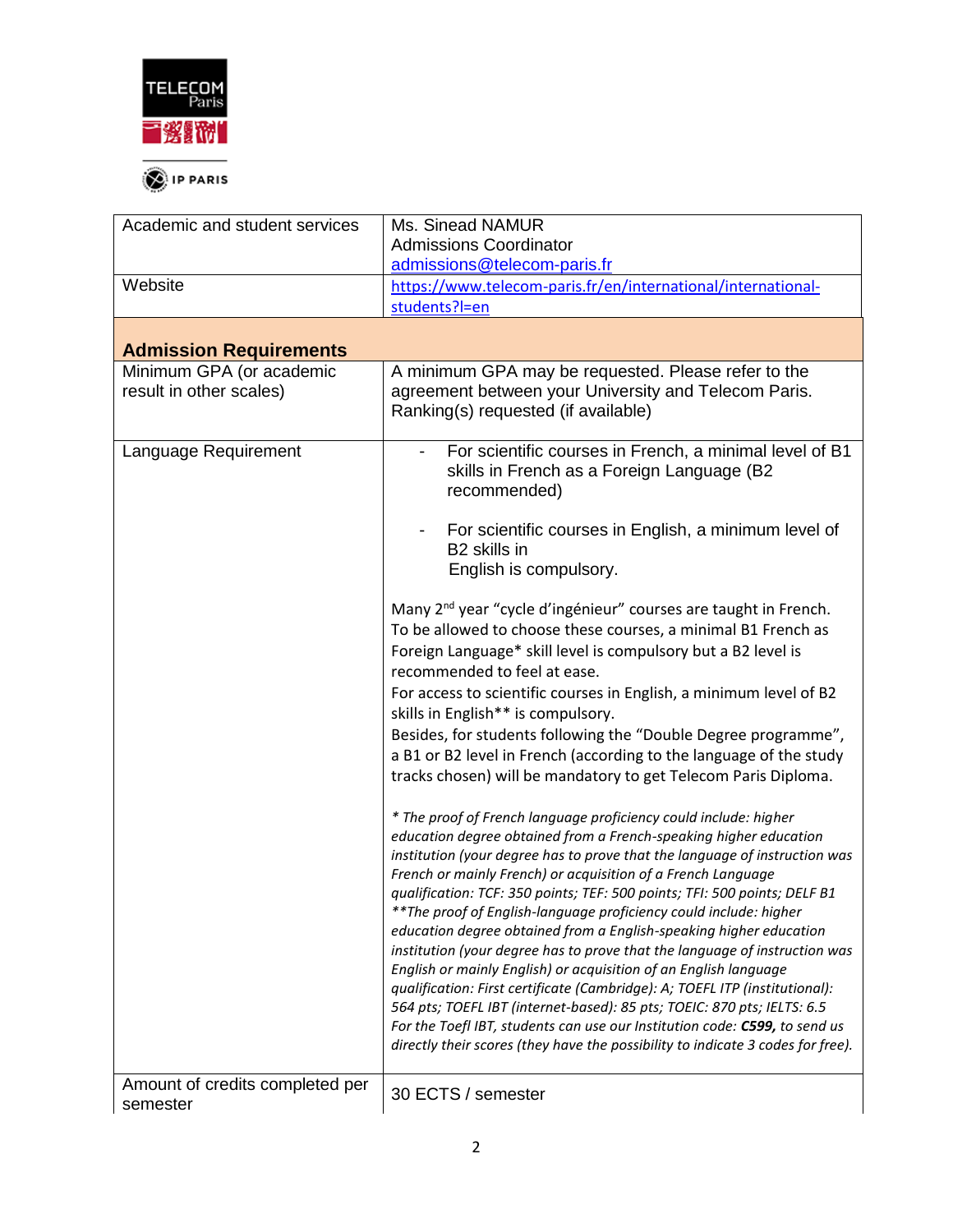| | |
|---|---|
| Academic and student services | Ms. Sinead NAMUR<br>Admissions Coordinator<br>admissions@telecom-paris.fr |
| Website | https://www.telecom-paris.fr/en/international/international-students?l=en |
| **Admission Requirements** | |
| Minimum GPA (or academic result in other scales) | A minimum GPA may be requested. Please refer to the agreement between your University and Telecom Paris.<br>Ranking(s) requested (if available) |
| Language Requirement | - For scientific courses in French, a minimal level of B1 skills in French as a Foreign Language (B2 recommended)<br><br>- For scientific courses in English, a minimum level of B2 skills in English is compulsory.<br><br>Many 2nd year “cycle d’ingénieur” courses are taught in French. To be allowed to choose these courses, a minimal B1 French as Foreign Language* skill level is compulsory but a B2 level is recommended to feel at ease.<br>For access to scientific courses in English, a minimum level of B2 skills in English** is compulsory.<br>Besides, for students following the “Double Degree programme”, a B1 or B2 level in French (according to the language of the study tracks chosen) will be mandatory to get Telecom Paris Diploma.<br><br>*\* The proof of French language proficiency could include: higher education degree obtained from a French-speaking higher education institution (your degree has to prove that the language of instruction was French or mainly French) or acquisition of a French Language qualification: TCF: 350 points; TEF: 500 points; TFI: 500 points; DELF B1*<br>*\*\*The proof of English-language proficiency could include: higher education degree obtained from a English-speaking higher education institution (your degree has to prove that the language of instruction was English or mainly English) or acquisition of an English language qualification: First certificate (Cambridge): A; TOEFL ITP (institutional): 564 pts; TOEFL IBT (internet-based): 85 pts; TOEIC: 870 pts; IELTS: 6.5*<br>*For the Toefl IBT, students can use our Institution code:* ***C599,*** *to send us directly their scores (they have the possibility to indicate 3 codes for free).* |
| Amount of credits completed per semester | 30 ECTS / semester |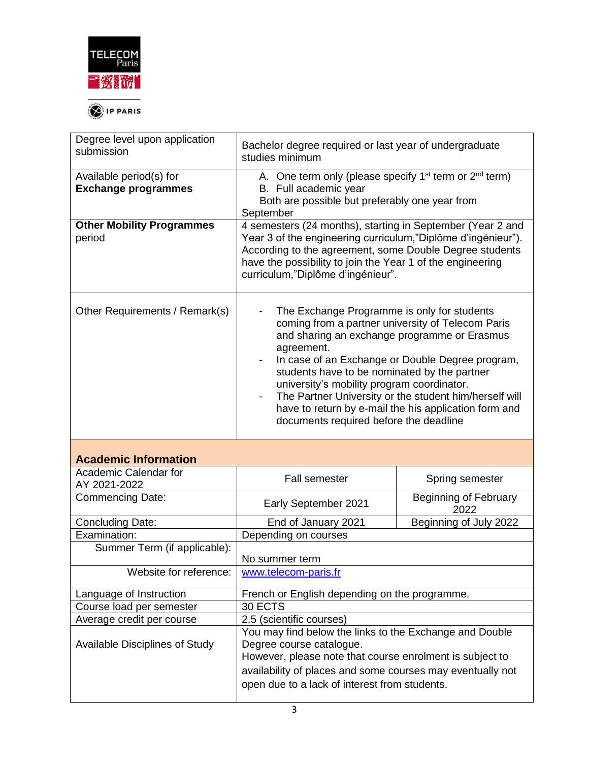| Degree level upon application submission | Bachelor degree required or last year of undergraduate studies minimum | |
|---|---|---|
| Available period(s) for **Exchange programmes** | A. One term only (please specify 1[st] term or 2[nd] term)<br>B. Full academic year<br>Both are possible but preferably one year from September | |
| **Other Mobility Programmes** period | 4 semesters (24 months), starting in September (Year 2 and Year 3 of the engineering curriculum,"Diplôme d'ingénieur"). According to the agreement, some Double Degree students have the possibility to join the Year 1 of the engineering curriculum,"Diplôme d'ingénieur". | |
| Other Requirements / Remark(s) | - The Exchange Programme is only for students coming from a partner university of Telecom Paris and sharing an exchange programme or Erasmus agreement.<br>- In case of an Exchange or Double Degree program, students have to be nominated by the partner university's mobility program coordinator.<br>- The Partner University or the student him/herself will have to return by e-mail the his application form and documents required before the deadline | |
| **Academic Information** | | |
| Academic Calendar for AY 2021-2022 | Fall semester | Spring semester |
| Commencing Date: | Early September 2021 | Beginning of February 2022 |
| Concluding Date: | End of January 2021 | Beginning of July 2022 |
| Examination: | Depending on courses | |
| Summer Term (if applicable): | No summer term | |
| Website for reference: | www.telecom-paris.fr | |
| Language of Instruction | French or English depending on the programme. | |
| Course load per semester | 30 ECTS | |
| Average credit per course | 2.5 (scientific courses) | |
| Available Disciplines of Study | You may find below the links to the Exchange and Double Degree course catalogue.<br>However, please note that course enrolment is subject to availability of places and some courses may eventually not open due to a lack of interest from students. | |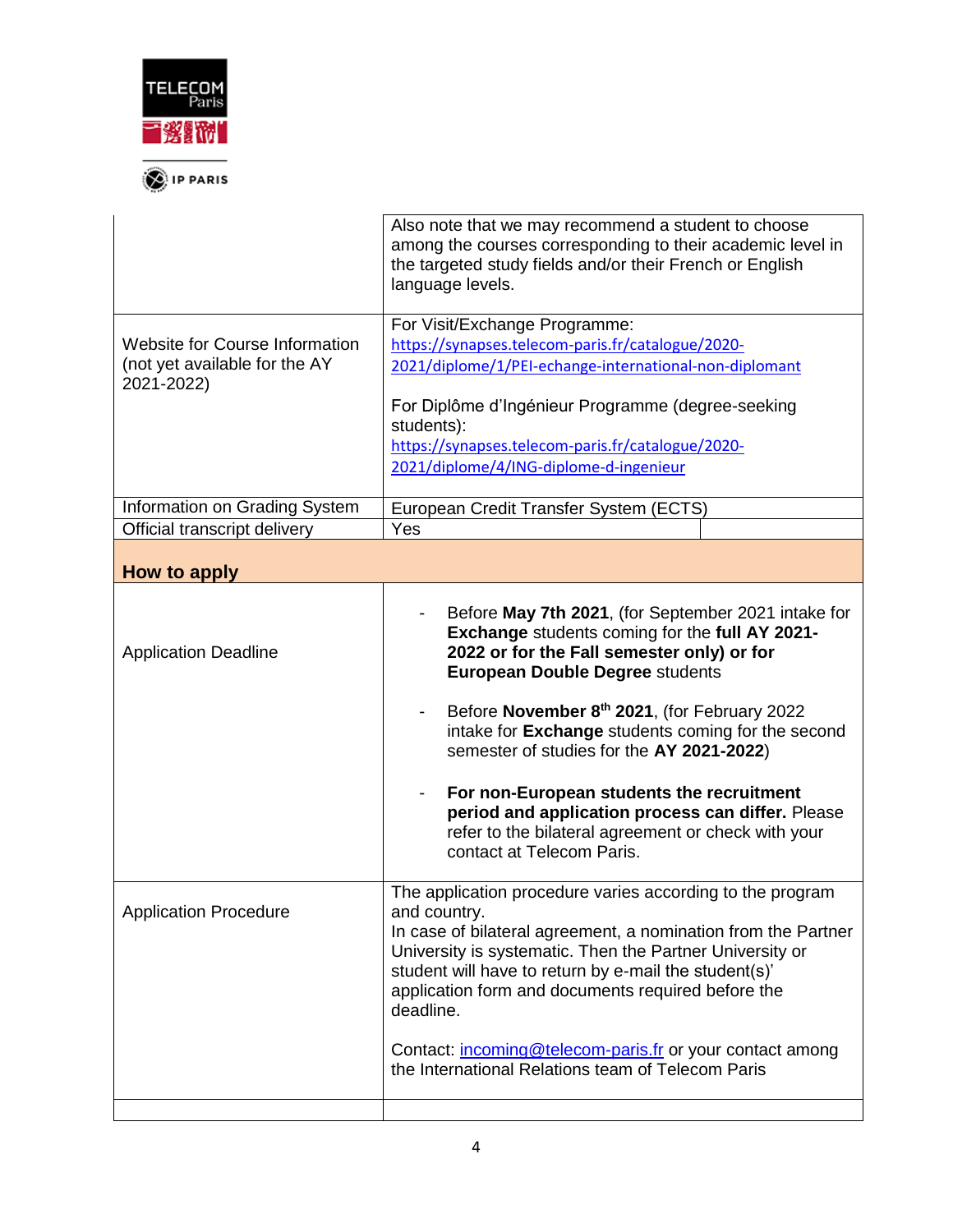| | |
|---|---|
| | Also note that we may recommend a student to choose among the courses corresponding to their academic level in the targeted study fields and/or their French or English language levels. |
| Website for Course Information (not yet available for the AY 2021-2022) | For Visit/Exchange Programme: https://synapses.telecom-paris.fr/catalogue/2020-2021/diplome/1/PEI-echange-international-non-diplomant <br><br> For Diplôme d'Ingénieur Programme (degree-seeking students): https://synapses.telecom-paris.fr/catalogue/2020-2021/diplome/4/ING-diplome-d-ingenieur |
| Information on Grading System | European Credit Transfer System (ECTS) |
| Official transcript delivery | Yes |

## How to apply

| | |
|---|---|
| Application Deadline | - Before **May 7th 2021**, (for September 2021 intake for **Exchange** students coming for the **full AY 2021-2022 or for the Fall semester only) or for European Double Degree** students <br><br> - Before **November 8th 2021**, (for February 2022 intake for **Exchange** students coming for the second semester of studies for the **AY 2021-2022**) <br><br> - **For non-European students the recruitment period and application process can differ.** Please refer to the bilateral agreement or check with your contact at Telecom Paris. |
| Application Procedure | The application procedure varies according to the program and country. <br> In case of bilateral agreement, a nomination from the Partner University is systematic. Then the Partner University or student will have to return by e-mail the student(s)' application form and documents required before the deadline. <br><br> Contact: incoming@telecom-paris.fr or your contact among the International Relations team of Telecom Paris |
| | |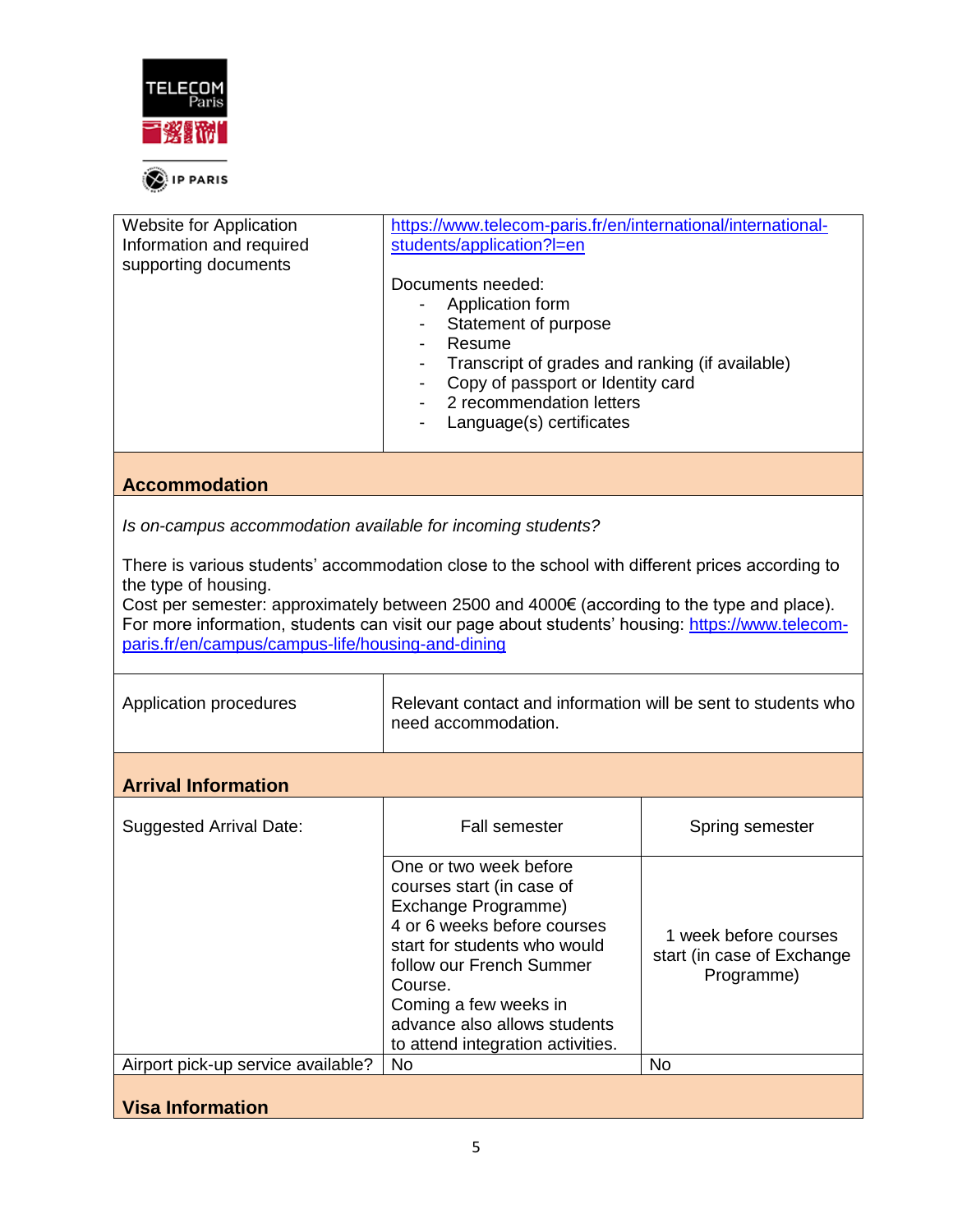| Website for Application Information and required supporting documents | https://www.telecom-paris.fr/en/international/international-students/application?l=en<br><br>Documents needed:<br>- Application form<br>- Statement of purpose<br>- Resume<br>- Transcript of grades and ranking (if available)<br>- Copy of passport or Identity card<br>- 2 recommendation letters<br>- Language(s) certificates |
|---|---|

## Accommodation

*Is on-campus accommodation available for incoming students?*

There is various students' accommodation close to the school with different prices according to the type of housing.
Cost per semester: approximately between 2500 and 4000€ (according to the type and place).
For more information, students can visit our page about students' housing: https://www.telecom-paris.fr/en/campus/campus-life/housing-and-dining

| Application procedures | Relevant contact and information will be sent to students who need accommodation. |
|---|---|

## Arrival Information

| Suggested Arrival Date: | Fall semester | Spring semester |
|---|---|---|
| | One or two week before courses start (in case of Exchange Programme)<br>4 or 6 weeks before courses start for students who would follow our French Summer Course.<br>Coming a few weeks in advance also allows students to attend integration activities. | 1 week before courses start (in case of Exchange Programme) |
| Airport pick-up service available? | No | No |

## Visa Information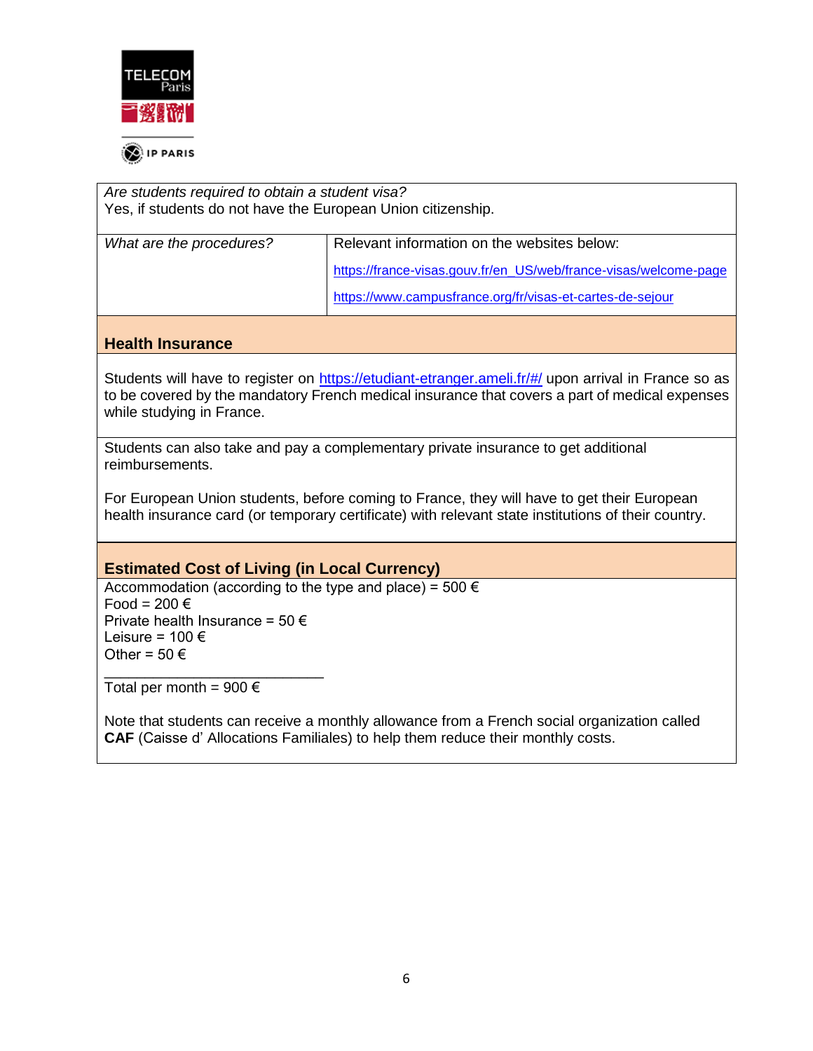| | |
|---|---|
| *Are students required to obtain a student visa?* Yes, if students do not have the European Union citizenship. | |
| *What are the procedures?* | Relevant information on the websites below: https://france-visas.gouv.fr/en_US/web/france-visas/welcome-page https://www.campusfrance.org/fr/visas-et-cartes-de-sejour |

## Health Insurance

Students will have to register on https://etudiant-etranger.ameli.fr/#/ upon arrival in France so as to be covered by the mandatory French medical insurance that covers a part of medical expenses while studying in France.

Students can also take and pay a complementary private insurance to get additional reimbursements.

For European Union students, before coming to France, they will have to get their European health insurance card (or temporary certificate) with relevant state institutions of their country.

## Estimated Cost of Living (in Local Currency)

Accommodation (according to the type and place) = 500 €
Food = 200 €
Private health Insurance = 50 €
Leisure = 100 €
Other = 50 €
___________________________
Total per month = 900 €

Note that students can receive a monthly allowance from a French social organization called **CAF** (Caisse d' Allocations Familiales) to help them reduce their monthly costs.